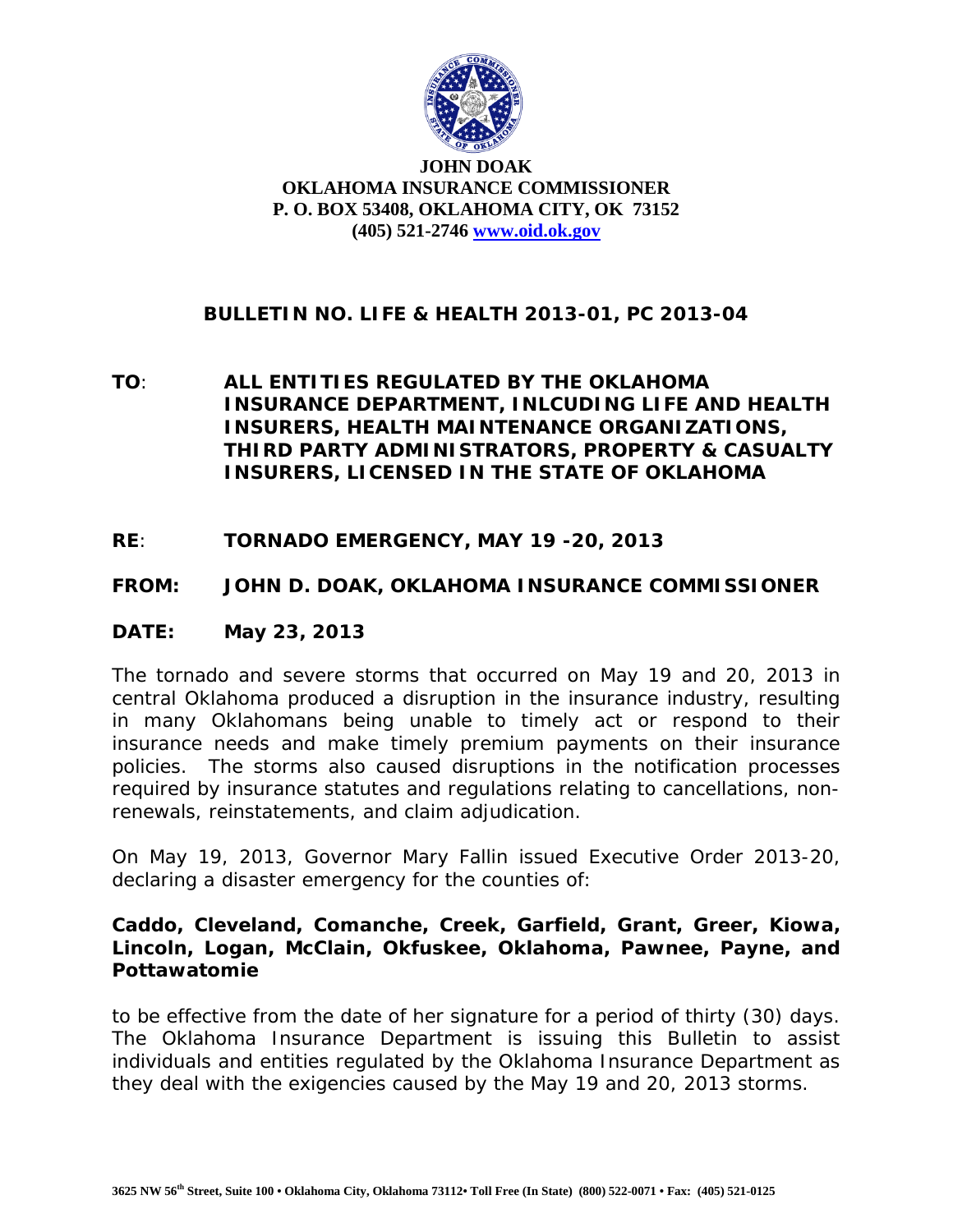**JOHN DOAK**
**OKLAHOMA INSURANCE COMMISSIONER**
**P. O. BOX 53408, OKLAHOMA CITY, OK 73152**
**(405) 521-2746 [www.oid.ok.gov](http://www.oid.ok.gov)**

# BULLETIN NO. LIFE & HEALTH 2013-01, PC 2013-04

**TO**: **ALL ENTITIES REGULATED BY THE OKLAHOMA INSURANCE DEPARTMENT, INLCUDING LIFE AND HEALTH INSURERS, HEALTH MAINTENANCE ORGANIZATIONS, THIRD PARTY ADMINISTRATORS, PROPERTY & CASUALTY INSURERS, LICENSED IN THE STATE OF OKLAHOMA**

**RE**: **TORNADO EMERGENCY, MAY 19 -20, 2013**

**FROM: JOHN D. DOAK, OKLAHOMA INSURANCE COMMISSIONER**

**DATE: May 23, 2013**

The tornado and severe storms that occurred on May 19 and 20, 2013 in central Oklahoma produced a disruption in the insurance industry, resulting in many Oklahomans being unable to timely act or respond to their insurance needs and make timely premium payments on their insurance policies. The storms also caused disruptions in the notification processes required by insurance statutes and regulations relating to cancellations, non-renewals, reinstatements, and claim adjudication.

On May 19, 2013, Governor Mary Fallin issued Executive Order 2013-20, declaring a disaster emergency for the counties of:

**Caddo, Cleveland, Comanche, Creek, Garfield, Grant, Greer, Kiowa, Lincoln, Logan, McClain, Okfuskee, Oklahoma, Pawnee, Payne, and Pottawatomie**

to be effective from the date of her signature for a period of thirty (30) days. The Oklahoma Insurance Department is issuing this Bulletin to assist individuals and entities regulated by the Oklahoma Insurance Department as they deal with the exigencies caused by the May 19 and 20, 2013 storms.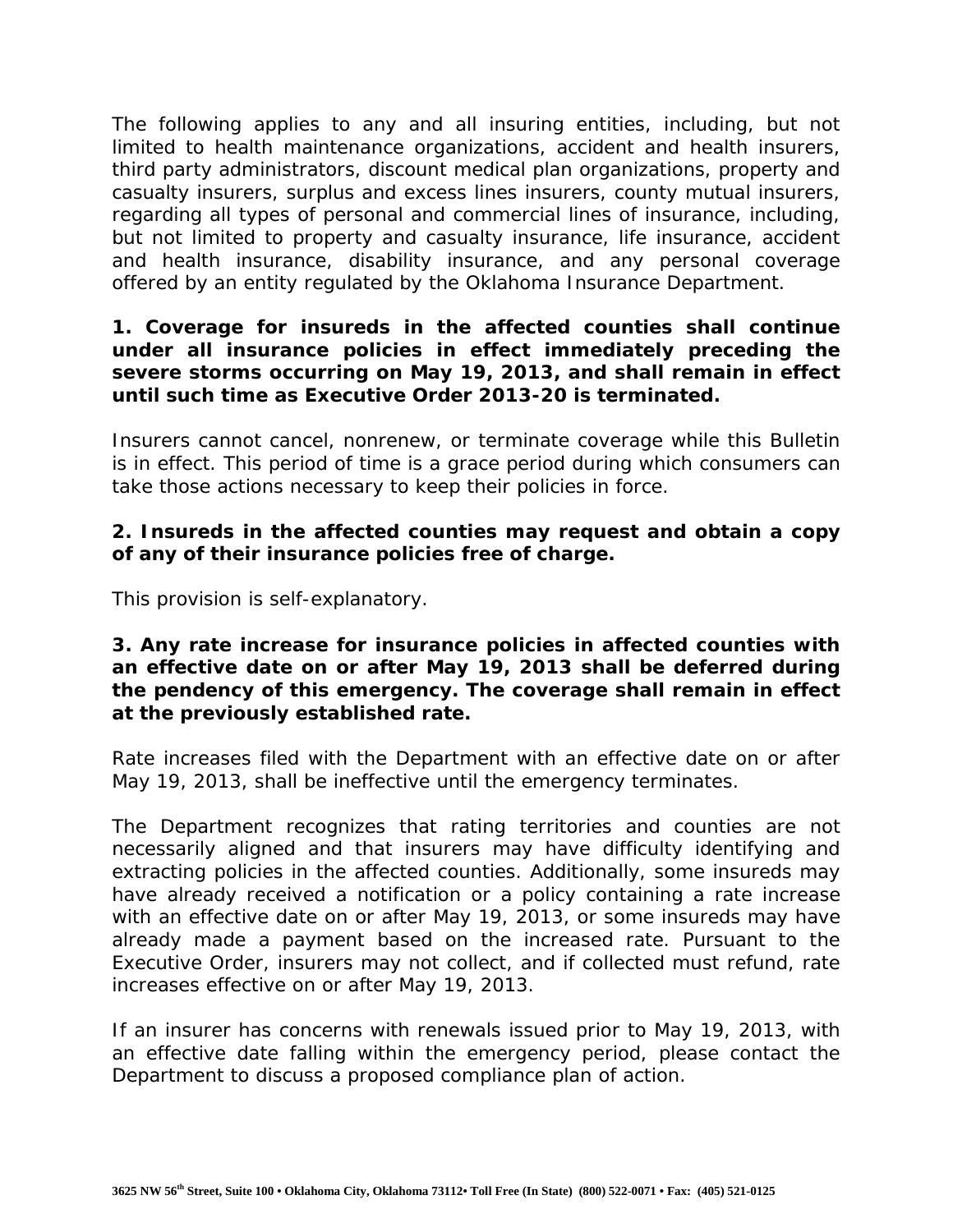The following applies to any and all insuring entities, including, but not limited to health maintenance organizations, accident and health insurers, third party administrators, discount medical plan organizations, property and casualty insurers, surplus and excess lines insurers, county mutual insurers, regarding all types of personal and commercial lines of insurance, including, but not limited to property and casualty insurance, life insurance, accident and health insurance, disability insurance, and any personal coverage offered by an entity regulated by the Oklahoma Insurance Department.

**1. Coverage for insureds in the affected counties shall continue under all insurance policies in effect immediately preceding the severe storms occurring on May 19, 2013, and shall remain in effect until such time as Executive Order 2013-20 is terminated.**

Insurers cannot cancel, nonrenew, or terminate coverage while this Bulletin is in effect. This period of time is a grace period during which consumers can take those actions necessary to keep their policies in force.

**2. Insureds in the affected counties may request and obtain a copy of any of their insurance policies free of charge.**

This provision is self-explanatory.

**3. Any rate increase for insurance policies in affected counties with an effective date on or after May 19, 2013 shall be deferred during the pendency of this emergency. The coverage shall remain in effect at the previously established rate.**

Rate increases filed with the Department with an effective date on or after May 19, 2013, shall be ineffective until the emergency terminates.

The Department recognizes that rating territories and counties are not necessarily aligned and that insurers may have difficulty identifying and extracting policies in the affected counties. Additionally, some insureds may have already received a notification or a policy containing a rate increase with an effective date on or after May 19, 2013, or some insureds may have already made a payment based on the increased rate. Pursuant to the Executive Order, insurers may not collect, and if collected must refund, rate increases effective on or after May 19, 2013.

If an insurer has concerns with renewals issued prior to May 19, 2013, with an effective date falling within the emergency period, please contact the Department to discuss a proposed compliance plan of action.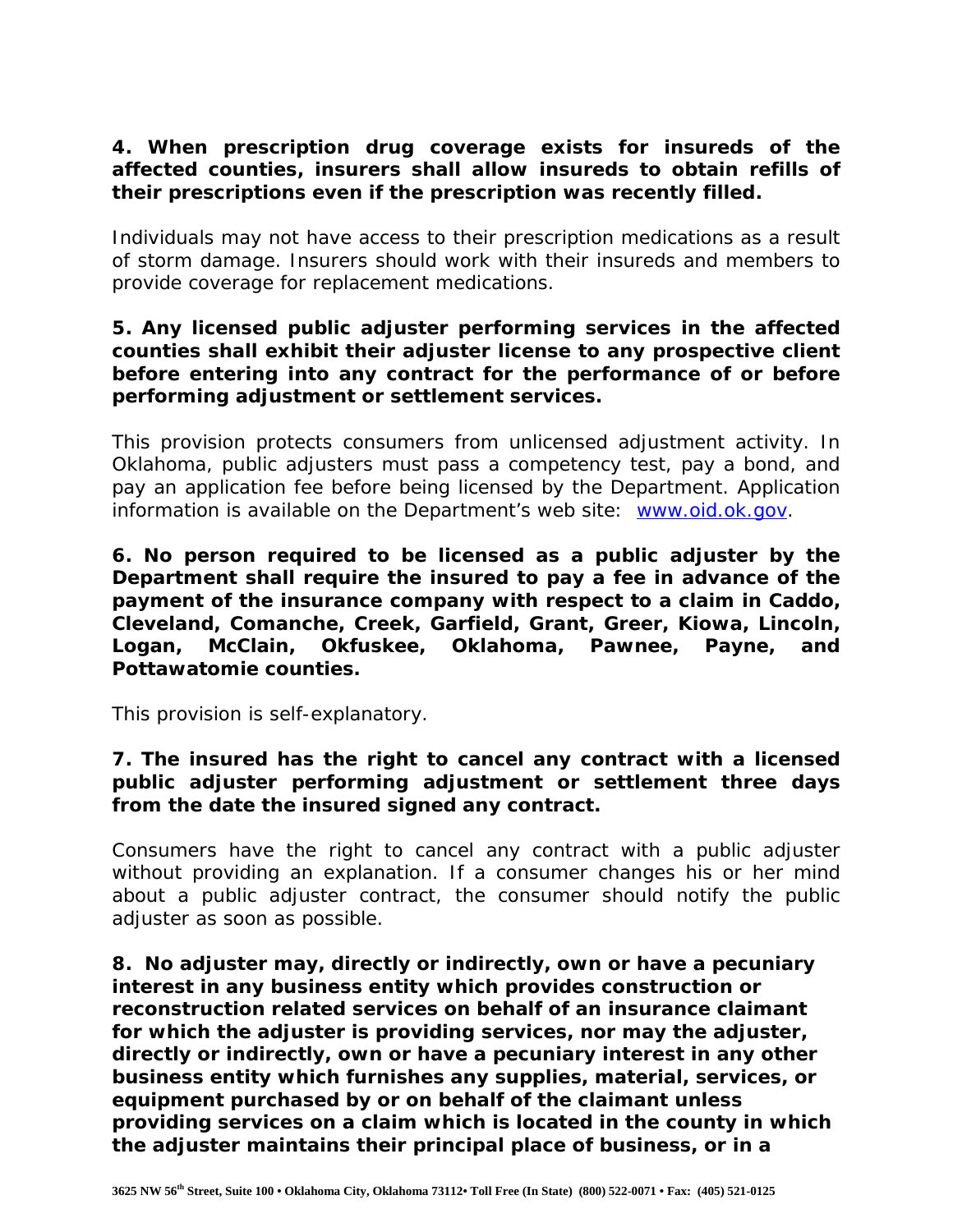**4. When prescription drug coverage exists for insureds of the affected counties, insurers shall allow insureds to obtain refills of their prescriptions even if the prescription was recently filled.**

*Individuals may not have access to their prescription medications as a result of storm damage. Insurers should work with their insureds and members to provide coverage for replacement medications.*

**5. Any licensed public adjuster performing services in the affected counties shall exhibit their adjuster license to any prospective client before entering into any contract for the performance of or before performing adjustment or settlement services.**

*This provision protects consumers from unlicensed adjustment activity. In Oklahoma, public adjusters must pass a competency test, pay a bond, and pay an application fee before being licensed by the Department. Application information is available on the Department's web site: [www.oid.ok.gov](http://www.oid.ok.gov).*

**6. No person required to be licensed as a public adjuster by the Department shall require the insured to pay a fee in advance of the payment of the insurance company with respect to a claim in Caddo, Cleveland, Comanche, Creek, Garfield, Grant, Greer, Kiowa, Lincoln, Logan, McClain, Okfuskee, Oklahoma, Pawnee, Payne, and Pottawatomie counties.**

*This provision is self-explanatory.*

**7. The insured has the right to cancel any contract with a licensed public adjuster performing adjustment or settlement three days from the date the insured signed any contract.**

*Consumers have the right to cancel any contract with a public adjuster without providing an explanation. If a consumer changes his or her mind about a public adjuster contract, the consumer should notify the public adjuster as soon as possible.*

**8. No adjuster may, directly or indirectly, own or have a pecuniary interest in any business entity which provides construction or reconstruction related services on behalf of an insurance claimant for which the adjuster is providing services, nor may the adjuster, directly or indirectly, own or have a pecuniary interest in any other business entity which furnishes any supplies, material, services, or equipment purchased by or on behalf of the claimant unless providing services on a claim which is located in the county in which the adjuster maintains their principal place of business, or in a**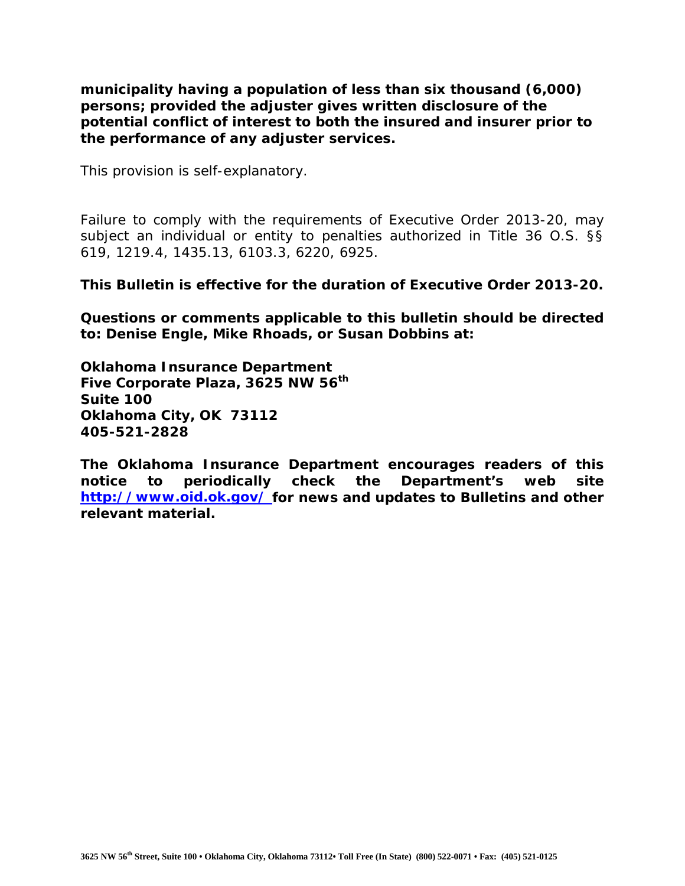**municipality having a population of less than six thousand (6,000) persons; provided the adjuster gives written disclosure of the potential conflict of interest to both the insured and insurer prior to the performance of any adjuster services.**

*This provision is self-explanatory.*

*Failure to comply with the requirements of Executive Order 2013-20, may subject an individual or entity to penalties authorized in Title 36 O.S. §§ 619, 1219.4, 1435.13, 6103.3, 6220, 6925.*

**This Bulletin is effective for the duration of Executive Order 2013-20.**

**Questions or comments applicable to this bulletin should be directed to: Denise Engle, Mike Rhoads, or Susan Dobbins at:**

**Oklahoma Insurance Department**
**Five Corporate Plaza, 3625 NW 56th**
**Suite 100**
**Oklahoma City, OK 73112**
**405-521-2828**

**The Oklahoma Insurance Department encourages readers of this notice to periodically check the Department's web site [http://www.oid.ok.gov/](http://www.oid.ok.gov/) for news and updates to Bulletins and other relevant material.**